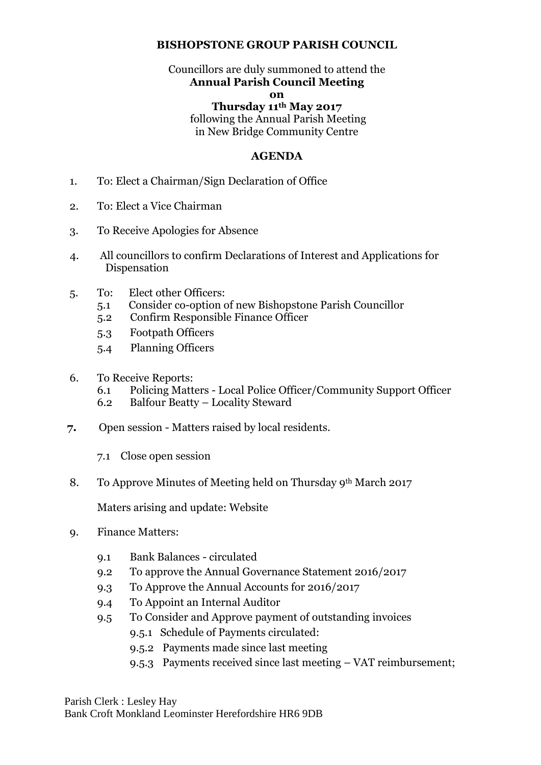**BISHOPSTONE GROUP PARISH COUNCIL**

Councillors are duly summoned to attend the
**Annual Parish Council Meeting**
**on**
**Thursday 11th May 2017**
following the Annual Parish Meeting
in New Bridge Community Centre

**AGENDA**

1. To: Elect a Chairman/Sign Declaration of Office

2. To: Elect a Vice Chairman

3. To Receive Apologies for Absence

4. All councillors to confirm Declarations of Interest and Applications for Dispensation

5. To: Elect other Officers:
   - 5.1 Consider co-option of new Bishopstone Parish Councillor
   - 5.2 Confirm Responsible Finance Officer
   - 5.3 Footpath Officers
   - 5.4 Planning Officers

6. To Receive Reports:
   - 6.1 Policing Matters - Local Police Officer/Community Support Officer
   - 6.2 Balfour Beatty – Locality Steward

**7.** Open session - Matters raised by local residents.

   7.1 Close open session

8. To Approve Minutes of Meeting held on Thursday 9th March 2017

   Maters arising and update: Website

9. Finance Matters:
   - 9.1 Bank Balances - circulated
   - 9.2 To approve the Annual Governance Statement 2016/2017
   - 9.3 To Approve the Annual Accounts for 2016/2017
   - 9.4 To Appoint an Internal Auditor
   - 9.5 To Consider and Approve payment of outstanding invoices
     - 9.5.1 Schedule of Payments circulated:
     - 9.5.2 Payments made since last meeting
     - 9.5.3 Payments received since last meeting – VAT reimbursement;

Parish Clerk : Lesley Hay
Bank Croft Monkland Leominster Herefordshire HR6 9DB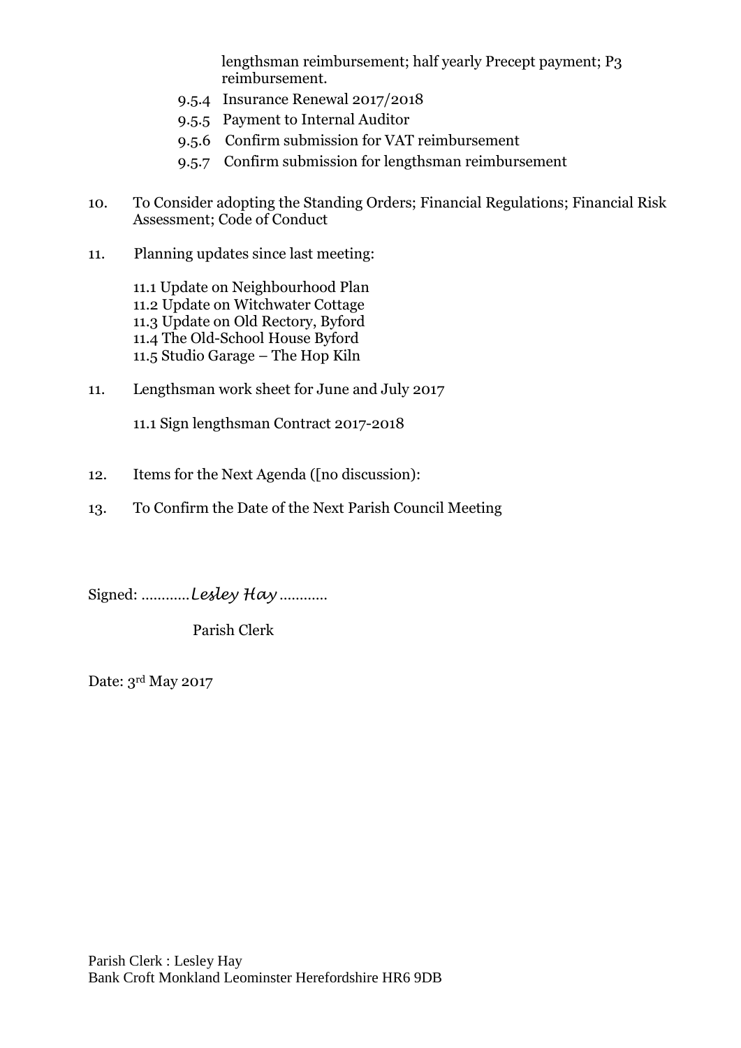lengthsman reimbursement; half yearly Precept payment; P3 reimbursement.

9.5.4 Insurance Renewal 2017/2018

9.5.5 Payment to Internal Auditor

9.5.6 Confirm submission for VAT reimbursement

9.5.7 Confirm submission for lengthsman reimbursement

10. To Consider adopting the Standing Orders; Financial Regulations; Financial Risk Assessment; Code of Conduct

11. Planning updates since last meeting:

11.1 Update on Neighbourhood Plan
11.2 Update on Witchwater Cottage
11.3 Update on Old Rectory, Byford
11.4 The Old-School House Byford
11.5 Studio Garage – The Hop Kiln

11. Lengthsman work sheet for June and July 2017

11.1 Sign lengthsman Contract 2017-2018

12. Items for the Next Agenda ([no discussion):

13. To Confirm the Date of the Next Parish Council Meeting

Signed: …………*Lesley Hay*…………

Parish Clerk

Date: 3rd May 2017

Parish Clerk : Lesley Hay
Bank Croft Monkland Leominster Herefordshire HR6 9DB